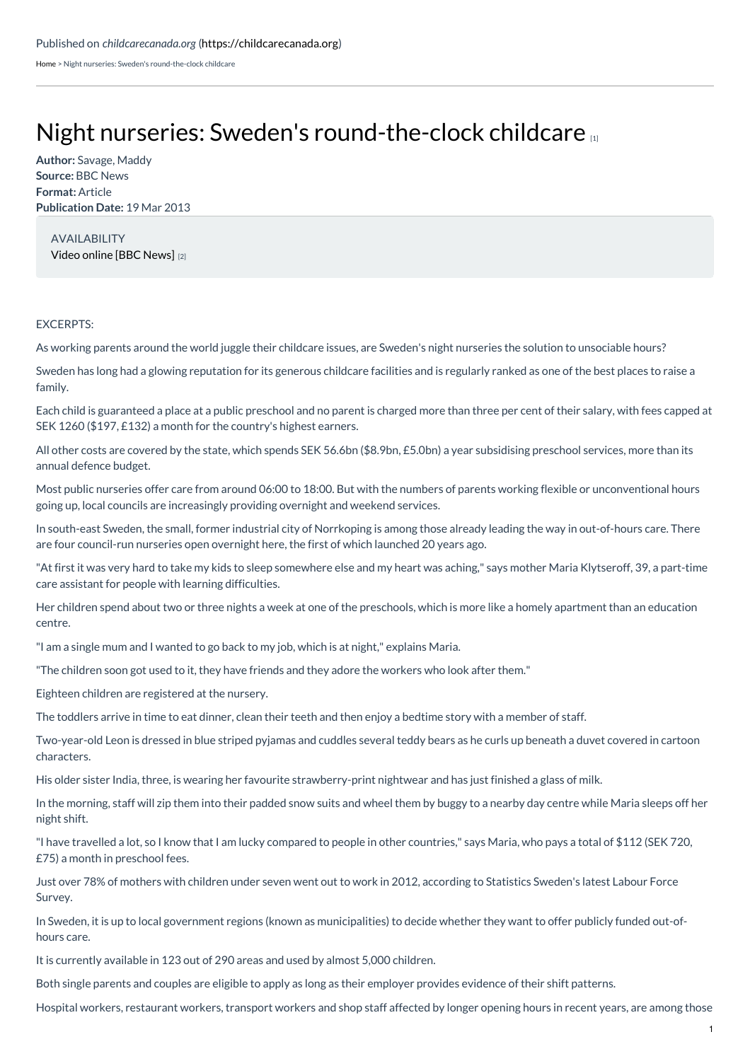Published on *childcarecanada.org* (https://childcarecanada.org)

Home > Night nurseries: Sweden's round-the-clock childcare

# Night nurseries: Sweden's round-the-clock childcare [1]

**Author:** Savage, Maddy
**Source:** BBC News
**Format:** Article
**Publication Date:** 19 Mar 2013

AVAILABILITY
Video online [BBC News] [2]

EXCERPTS:

As working parents around the world juggle their childcare issues, are Sweden's night nurseries the solution to unsociable hours?

Sweden has long had a glowing reputation for its generous childcare facilities and is regularly ranked as one of the best places to raise a family.

Each child is guaranteed a place at a public preschool and no parent is charged more than three per cent of their salary, with fees capped at SEK 1260 ($197, £132) a month for the country's highest earners.

All other costs are covered by the state, which spends SEK 56.6bn ($8.9bn, £5.0bn) a year subsidising preschool services, more than its annual defence budget.

Most public nurseries offer care from around 06:00 to 18:00. But with the numbers of parents working flexible or unconventional hours going up, local councils are increasingly providing overnight and weekend services.

In south-east Sweden, the small, former industrial city of Norrkoping is among those already leading the way in out-of-hours care. There are four council-run nurseries open overnight here, the first of which launched 20 years ago.

"At first it was very hard to take my kids to sleep somewhere else and my heart was aching," says mother Maria Klytseroff, 39, a part-time care assistant for people with learning difficulties.

Her children spend about two or three nights a week at one of the preschools, which is more like a homely apartment than an education centre.

"I am a single mum and I wanted to go back to my job, which is at night," explains Maria.

"The children soon got used to it, they have friends and they adore the workers who look after them."

Eighteen children are registered at the nursery.

The toddlers arrive in time to eat dinner, clean their teeth and then enjoy a bedtime story with a member of staff.

Two-year-old Leon is dressed in blue striped pyjamas and cuddles several teddy bears as he curls up beneath a duvet covered in cartoon characters.

His older sister India, three, is wearing her favourite strawberry-print nightwear and has just finished a glass of milk.

In the morning, staff will zip them into their padded snow suits and wheel them by buggy to a nearby day centre while Maria sleeps off her night shift.

"I have travelled a lot, so I know that I am lucky compared to people in other countries," says Maria, who pays a total of $112 (SEK 720, £75) a month in preschool fees.

Just over 78% of mothers with children under seven went out to work in 2012, according to Statistics Sweden's latest Labour Force Survey.

In Sweden, it is up to local government regions (known as municipalities) to decide whether they want to offer publicly funded out-of-hours care.

It is currently available in 123 out of 290 areas and used by almost 5,000 children.

Both single parents and couples are eligible to apply as long as their employer provides evidence of their shift patterns.

Hospital workers, restaurant workers, transport workers and shop staff affected by longer opening hours in recent years, are among those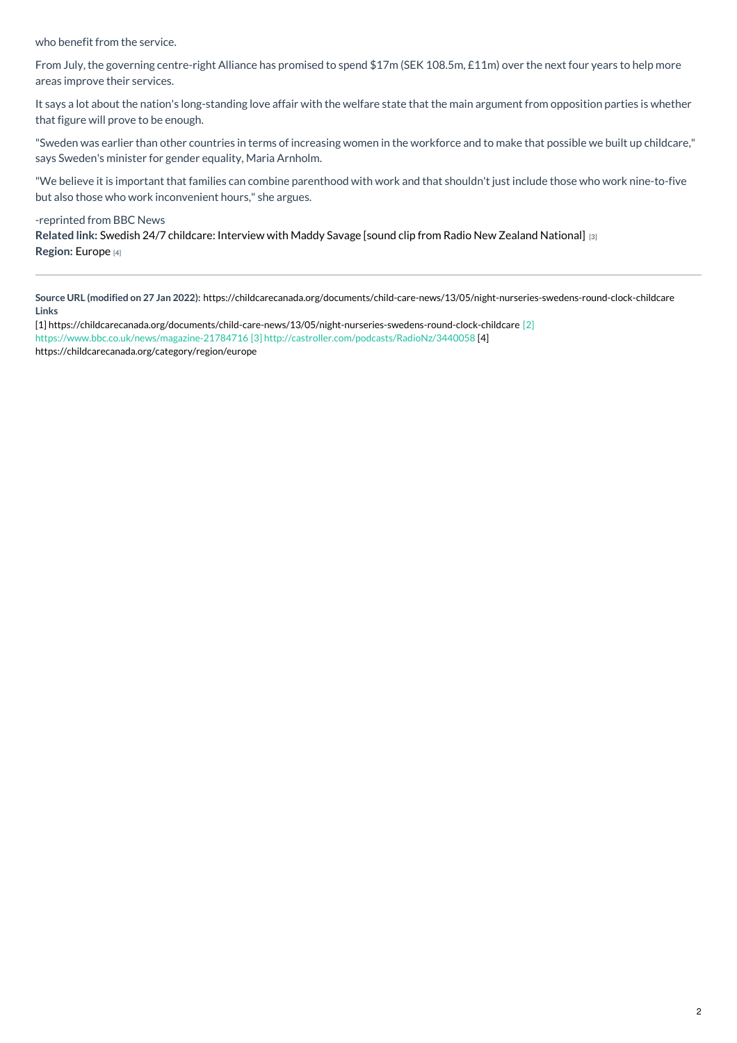who benefit from the service.

From July, the governing centre-right Alliance has promised to spend $17m (SEK 108.5m, £11m) over the next four years to help more areas improve their services.

It says a lot about the nation's long-standing love affair with the welfare state that the main argument from opposition parties is whether that figure will prove to be enough.

"Sweden was earlier than other countries in terms of increasing women in the workforce and to make that possible we built up childcare," says Sweden's minister for gender equality, Maria Arnholm.

"We believe it is important that families can combine parenthood with work and that shouldn't just include those who work nine-to-five but also those who work inconvenient hours," she argues.

-reprinted from BBC News

**Related link:** Swedish 24/7 childcare: Interview with Maddy Savage [sound clip from Radio New Zealand National] [3]

**Region:** Europe [4]

---

**Source URL (modified on 27 Jan 2022):** https://childcarecanada.org/documents/child-care-news/13/05/night-nurseries-swedens-round-clock-childcare

**Links**

[1] https://childcarecanada.org/documents/child-care-news/13/05/night-nurseries-swedens-round-clock-childcare [2] https://www.bbc.co.uk/news/magazine-21784716 [3] http://castroller.com/podcasts/RadioNz/3440058 [4] https://childcarecanada.org/category/region/europe